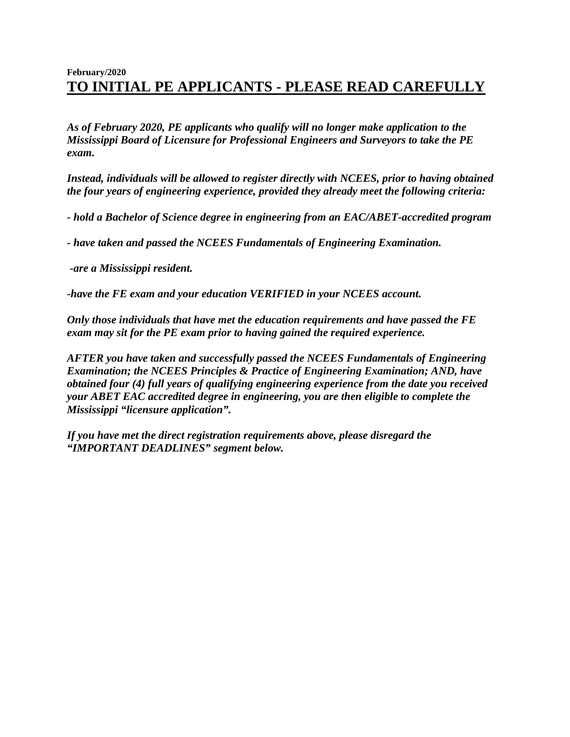**February/2020**

# TO INITIAL PE APPLICANTS - PLEASE READ CAREFULLY

***As of February 2020, PE applicants who qualify will no longer make application to the Mississippi Board of Licensure for Professional Engineers and Surveyors to take the PE exam.***

***Instead, individuals will be allowed to register directly with NCEES, prior to having obtained the four years of engineering experience, provided they already meet the following criteria:***

***- hold a Bachelor of Science degree in engineering from an EAC/ABET-accredited program***

***- have taken and passed the NCEES Fundamentals of Engineering Examination.***

***-are a Mississippi resident.***

***-have the FE exam and your education VERIFIED in your NCEES account.***

***Only those individuals that have met the education requirements and have passed the FE exam may sit for the PE exam prior to having gained the required experience.***

***AFTER you have taken and successfully passed the NCEES Fundamentals of Engineering Examination; the NCEES Principles & Practice of Engineering Examination; AND, have obtained four (4) full years of qualifying engineering experience from the date you received your ABET EAC accredited degree in engineering, you are then eligible to complete the Mississippi "licensure application".***

***If you have met the direct registration requirements above, please disregard the "IMPORTANT DEADLINES" segment below.***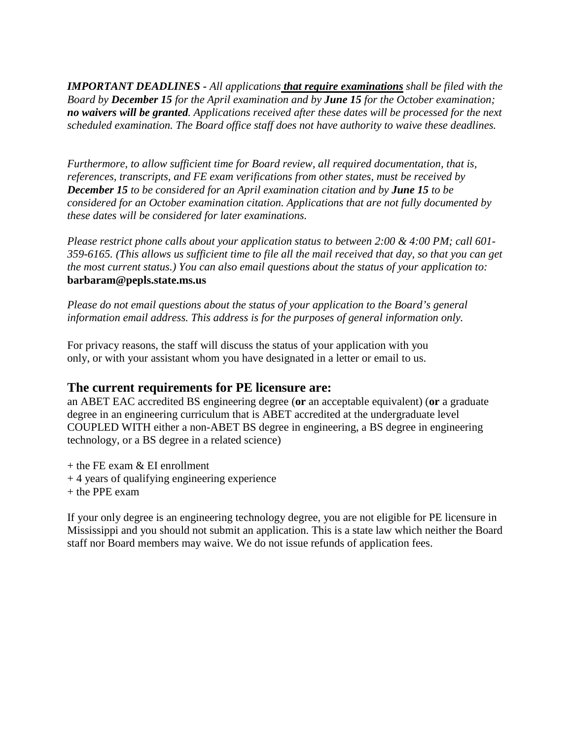***IMPORTANT DEADLINES -*** *All applications* ***<u>that require examinations</u>*** *shall be filed with the Board by* ***December 15*** *for the April examination and by* ***June 15*** *for the October examination;* ***no waivers will be granted****. Applications received after these dates will be processed for the next scheduled examination. The Board office staff does not have authority to waive these deadlines.*

*Furthermore, to allow sufficient time for Board review, all required documentation, that is, references, transcripts, and FE exam verifications from other states, must be received by* ***December 15*** *to be considered for an April examination citation and by* ***June 15*** *to be considered for an October examination citation. Applications that are not fully documented by these dates will be considered for later examinations.*

*Please restrict phone calls about your application status to between 2:00 & 4:00 PM; call 601-359-6165. (This allows us sufficient time to file all the mail received that day, so that you can get the most current status.) You can also email questions about the status of your application to:* **barbaram@pepls.state.ms.us**

*Please do not email questions about the status of your application to the Board's general information email address. This address is for the purposes of general information only.*

For privacy reasons, the staff will discuss the status of your application with you only, or with your assistant whom you have designated in a letter or email to us.

## The current requirements for PE licensure are:

an ABET EAC accredited BS engineering degree (**or** an acceptable equivalent) (**or** a graduate degree in an engineering curriculum that is ABET accredited at the undergraduate level COUPLED WITH either a non-ABET BS degree in engineering, a BS degree in engineering technology, or a BS degree in a related science)

+ the FE exam & EI enrollment
+ 4 years of qualifying engineering experience
+ the PPE exam

If your only degree is an engineering technology degree, you are not eligible for PE licensure in Mississippi and you should not submit an application. This is a state law which neither the Board staff nor Board members may waive. We do not issue refunds of application fees.